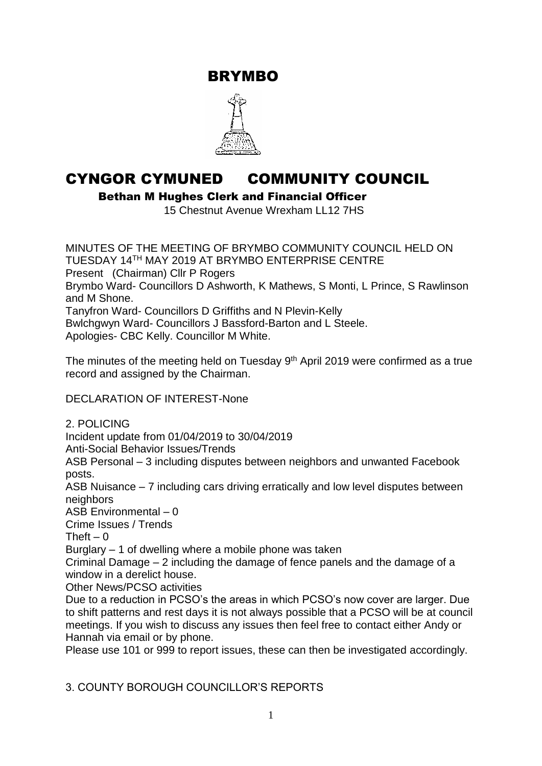# BRYMBO

# CYNGOR CYMUNED COMMUNITY COUNCIL

**Bethan M Hughes Clerk and Financial Officer**

15 Chestnut Avenue Wrexham LL12 7HS

MINUTES OF THE MEETING OF BRYMBO COMMUNITY COUNCIL HELD ON TUESDAY 14TH MAY 2019 AT BRYMBO ENTERPRISE CENTRE

Present (Chairman) Cllr P Rogers

Brymbo Ward- Councillors D Ashworth, K Mathews, S Monti, L Prince, S Rawlinson and M Shone.

Tanyfron Ward- Councillors D Griffiths and N Plevin-Kelly

Bwlchgwyn Ward- Councillors J Bassford-Barton and L Steele.

Apologies- CBC Kelly. Councillor M White.

The minutes of the meeting held on Tuesday 9th April 2019 were confirmed as a true record and assigned by the Chairman.

DECLARATION OF INTEREST-None

2. POLICING

Incident update from 01/04/2019 to 30/04/2019

Anti-Social Behavior Issues/Trends

ASB Personal – 3 including disputes between neighbors and unwanted Facebook posts.

ASB Nuisance – 7 including cars driving erratically and low level disputes between neighbors

ASB Environmental – 0

Crime Issues / Trends

Theft – 0

Burglary – 1 of dwelling where a mobile phone was taken

Criminal Damage – 2 including the damage of fence panels and the damage of a window in a derelict house.

Other News/PCSO activities

Due to a reduction in PCSO's the areas in which PCSO's now cover are larger. Due to shift patterns and rest days it is not always possible that a PCSO will be at council meetings. If you wish to discuss any issues then feel free to contact either Andy or Hannah via email or by phone.

Please use 101 or 999 to report issues, these can then be investigated accordingly.

3. COUNTY BOROUGH COUNCILLOR'S REPORTS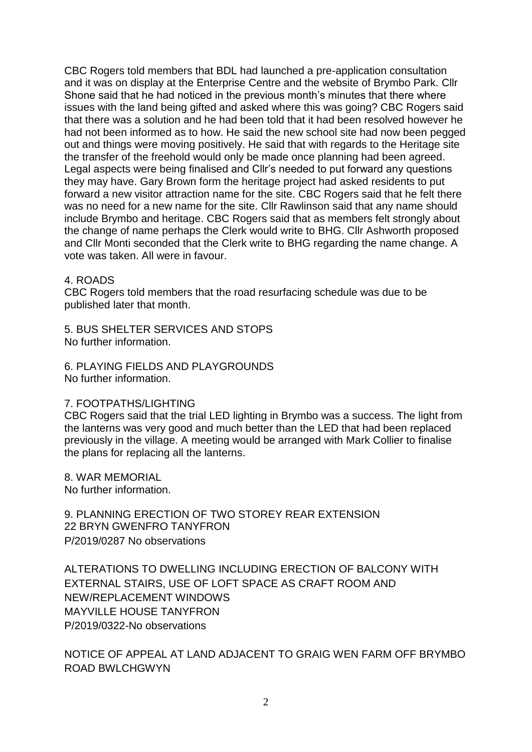CBC Rogers told members that BDL had launched a pre-application consultation and it was on display at the Enterprise Centre and the website of Brymbo Park. Cllr Shone said that he had noticed in the previous month's minutes that there where issues with the land being gifted and asked where this was going? CBC Rogers said that there was a solution and he had been told that it had been resolved however he had not been informed as to how. He said the new school site had now been pegged out and things were moving positively. He said that with regards to the Heritage site the transfer of the freehold would only be made once planning had been agreed. Legal aspects were being finalised and Cllr's needed to put forward any questions they may have. Gary Brown form the heritage project had asked residents to put forward a new visitor attraction name for the site. CBC Rogers said that he felt there was no need for a new name for the site. Cllr Rawlinson said that any name should include Brymbo and heritage. CBC Rogers said that as members felt strongly about the change of name perhaps the Clerk would write to BHG. Cllr Ashworth proposed and Cllr Monti seconded that the Clerk write to BHG regarding the name change. A vote was taken. All were in favour.

4. ROADS

CBC Rogers told members that the road resurfacing schedule was due to be published later that month.

5. BUS SHELTER SERVICES AND STOPS

No further information.

6. PLAYING FIELDS AND PLAYGROUNDS

No further information.

7. FOOTPATHS/LIGHTING

CBC Rogers said that the trial LED lighting in Brymbo was a success. The light from the lanterns was very good and much better than the LED that had been replaced previously in the village. A meeting would be arranged with Mark Collier to finalise the plans for replacing all the lanterns.

8. WAR MEMORIAL

No further information.

9. PLANNING ERECTION OF TWO STOREY REAR EXTENSION
22 BRYN GWENFRO TANYFRON
P/2019/0287 No observations

ALTERATIONS TO DWELLING INCLUDING ERECTION OF BALCONY WITH EXTERNAL STAIRS, USE OF LOFT SPACE AS CRAFT ROOM AND NEW/REPLACEMENT WINDOWS
MAYVILLE HOUSE TANYFRON
P/2019/0322-No observations

NOTICE OF APPEAL AT LAND ADJACENT TO GRAIG WEN FARM OFF BRYMBO ROAD BWLCHGWYN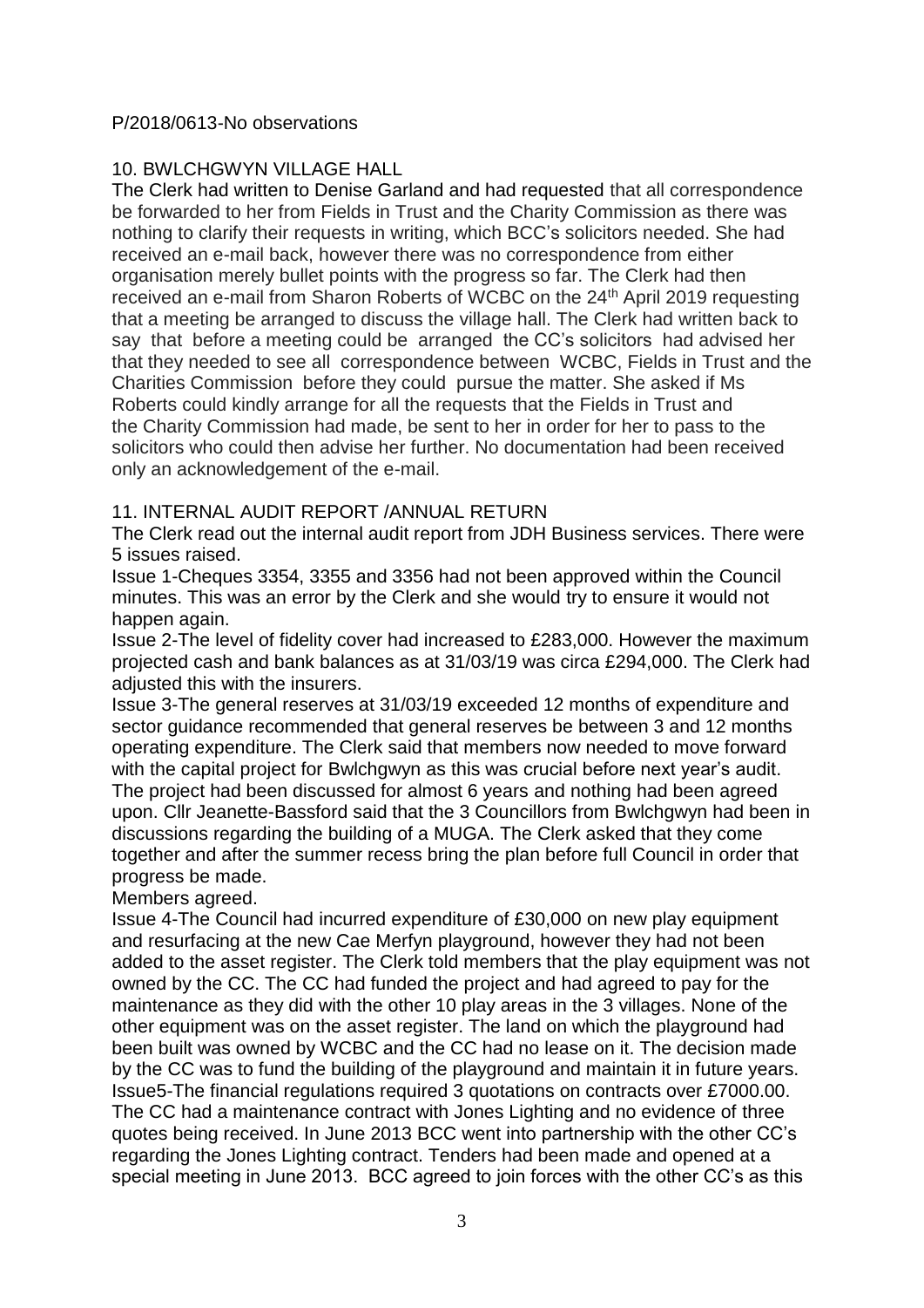P/2018/0613-No observations

## 10. BWLCHGWYN VILLAGE HALL

The Clerk had written to Denise Garland and had requested that all correspondence be forwarded to her from Fields in Trust and the Charity Commission as there was nothing to clarify their requests in writing, which BCC's solicitors needed. She had received an e-mail back, however there was no correspondence from either organisation merely bullet points with the progress so far. The Clerk had then received an e-mail from Sharon Roberts of WCBC on the 24th April 2019 requesting that a meeting be arranged to discuss the village hall. The Clerk had written back to say that before a meeting could be arranged the CC's solicitors had advised her that they needed to see all correspondence between WCBC, Fields in Trust and the Charities Commission before they could pursue the matter. She asked if Ms Roberts could kindly arrange for all the requests that the Fields in Trust and the Charity Commission had made, be sent to her in order for her to pass to the solicitors who could then advise her further. No documentation had been received only an acknowledgement of the e-mail.

## 11. INTERNAL AUDIT REPORT /ANNUAL RETURN

The Clerk read out the internal audit report from JDH Business services. There were 5 issues raised.

Issue 1-Cheques 3354, 3355 and 3356 had not been approved within the Council minutes. This was an error by the Clerk and she would try to ensure it would not happen again.

Issue 2-The level of fidelity cover had increased to £283,000. However the maximum projected cash and bank balances as at 31/03/19 was circa £294,000. The Clerk had adjusted this with the insurers.

Issue 3-The general reserves at 31/03/19 exceeded 12 months of expenditure and sector guidance recommended that general reserves be between 3 and 12 months operating expenditure. The Clerk said that members now needed to move forward with the capital project for Bwlchgwyn as this was crucial before next year's audit. The project had been discussed for almost 6 years and nothing had been agreed upon. Cllr Jeanette-Bassford said that the 3 Councillors from Bwlchgwyn had been in discussions regarding the building of a MUGA. The Clerk asked that they come together and after the summer recess bring the plan before full Council in order that progress be made.

Members agreed.

Issue 4-The Council had incurred expenditure of £30,000 on new play equipment and resurfacing at the new Cae Merfyn playground, however they had not been added to the asset register. The Clerk told members that the play equipment was not owned by the CC. The CC had funded the project and had agreed to pay for the maintenance as they did with the other 10 play areas in the 3 villages. None of the other equipment was on the asset register. The land on which the playground had been built was owned by WCBC and the CC had no lease on it. The decision made by the CC was to fund the building of the playground and maintain it in future years.

Issue5-The financial regulations required 3 quotations on contracts over £7000.00. The CC had a maintenance contract with Jones Lighting and no evidence of three quotes being received. In June 2013 BCC went into partnership with the other CC's regarding the Jones Lighting contract. Tenders had been made and opened at a special meeting in June 2013. BCC agreed to join forces with the other CC's as this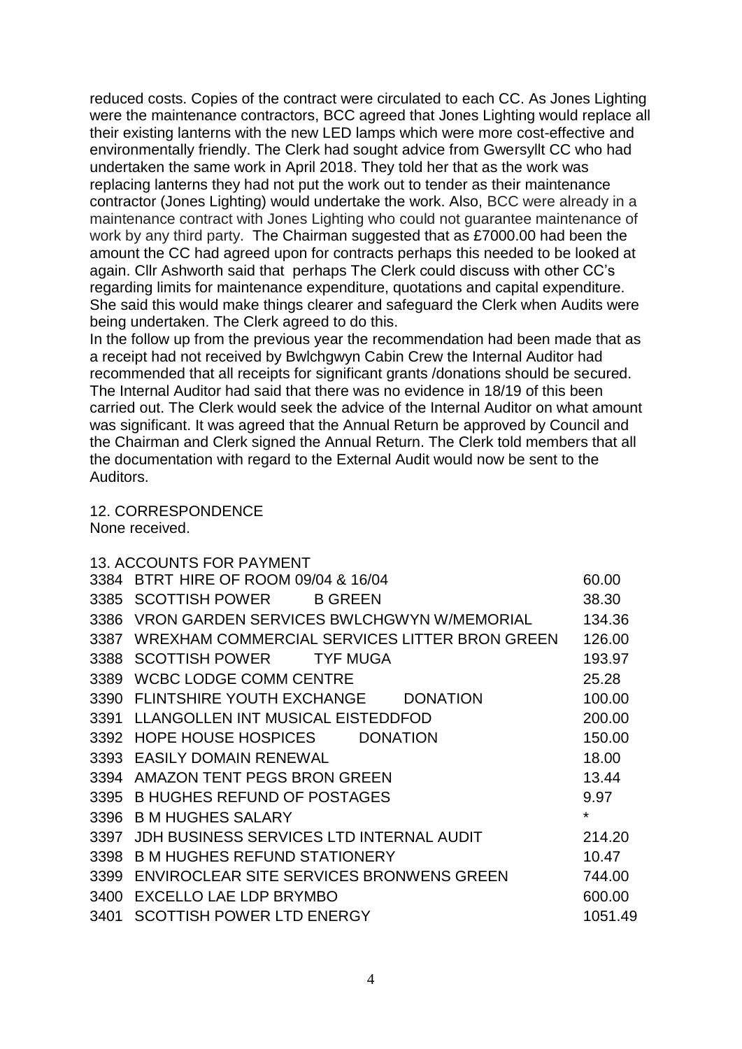reduced costs. Copies of the contract were circulated to each CC. As Jones Lighting were the maintenance contractors, BCC agreed that Jones Lighting would replace all their existing lanterns with the new LED lamps which were more cost-effective and environmentally friendly. The Clerk had sought advice from Gwersyllt CC who had undertaken the same work in April 2018. They told her that as the work was replacing lanterns they had not put the work out to tender as their maintenance contractor (Jones Lighting) would undertake the work. Also, BCC were already in a maintenance contract with Jones Lighting who could not guarantee maintenance of work by any third party. The Chairman suggested that as £7000.00 had been the amount the CC had agreed upon for contracts perhaps this needed to be looked at again. Cllr Ashworth said that perhaps The Clerk could discuss with other CC's regarding limits for maintenance expenditure, quotations and capital expenditure. She said this would make things clearer and safeguard the Clerk when Audits were being undertaken. The Clerk agreed to do this.

In the follow up from the previous year the recommendation had been made that as a receipt had not received by Bwlchgwyn Cabin Crew the Internal Auditor had recommended that all receipts for significant grants /donations should be secured. The Internal Auditor had said that there was no evidence in 18/19 of this been carried out. The Clerk would seek the advice of the Internal Auditor on what amount was significant. It was agreed that the Annual Return be approved by Council and the Chairman and Clerk signed the Annual Return. The Clerk told members that all the documentation with regard to the External Audit would now be sent to the Auditors.

12. CORRESPONDENCE

None received.

13. ACCOUNTS FOR PAYMENT

| | | |
|---|---|---|
| 3384 | BTRT HIRE OF ROOM 09/04 & 16/04 | 60.00 |
| 3385 | SCOTTISH POWER B GREEN | 38.30 |
| 3386 | VRON GARDEN SERVICES BWLCHGWYN W/MEMORIAL | 134.36 |
| 3387 | WREXHAM COMMERCIAL SERVICES LITTER BRON GREEN | 126.00 |
| 3388 | SCOTTISH POWER TYF MUGA | 193.97 |
| 3389 | WCBC LODGE COMM CENTRE | 25.28 |
| 3390 | FLINTSHIRE YOUTH EXCHANGE DONATION | 100.00 |
| 3391 | LLANGOLLEN INT MUSICAL EISTEDDFOD | 200.00 |
| 3392 | HOPE HOUSE HOSPICES DONATION | 150.00 |
| 3393 | EASILY DOMAIN RENEWAL | 18.00 |
| 3394 | AMAZON TENT PEGS BRON GREEN | 13.44 |
| 3395 | B HUGHES REFUND OF POSTAGES | 9.97 |
| 3396 | B M HUGHES SALARY | * |
| 3397 | JDH BUSINESS SERVICES LTD INTERNAL AUDIT | 214.20 |
| 3398 | B M HUGHES REFUND STATIONERY | 10.47 |
| 3399 | ENVIROCLEAR SITE SERVICES BRONWENS GREEN | 744.00 |
| 3400 | EXCELLO LAE LDP BRYMBO | 600.00 |
| 3401 | SCOTTISH POWER LTD ENERGY | 1051.49 |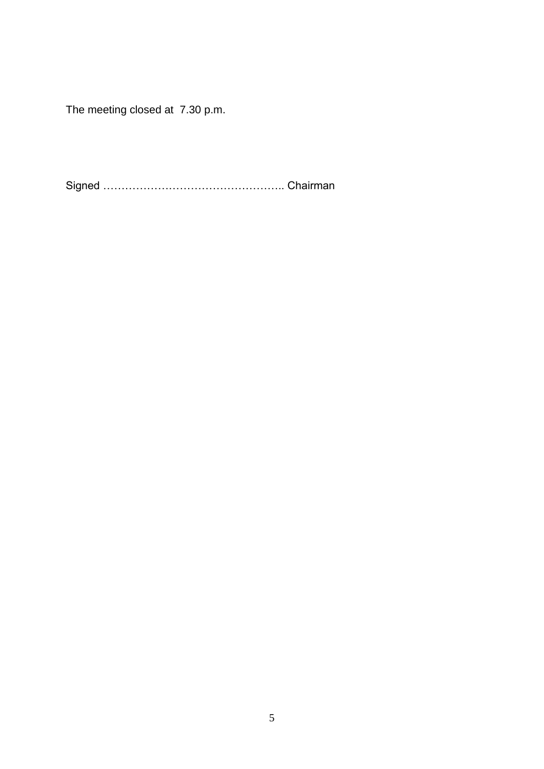The meeting closed at 7.30 p.m.

Signed ………………………………………….. Chairman